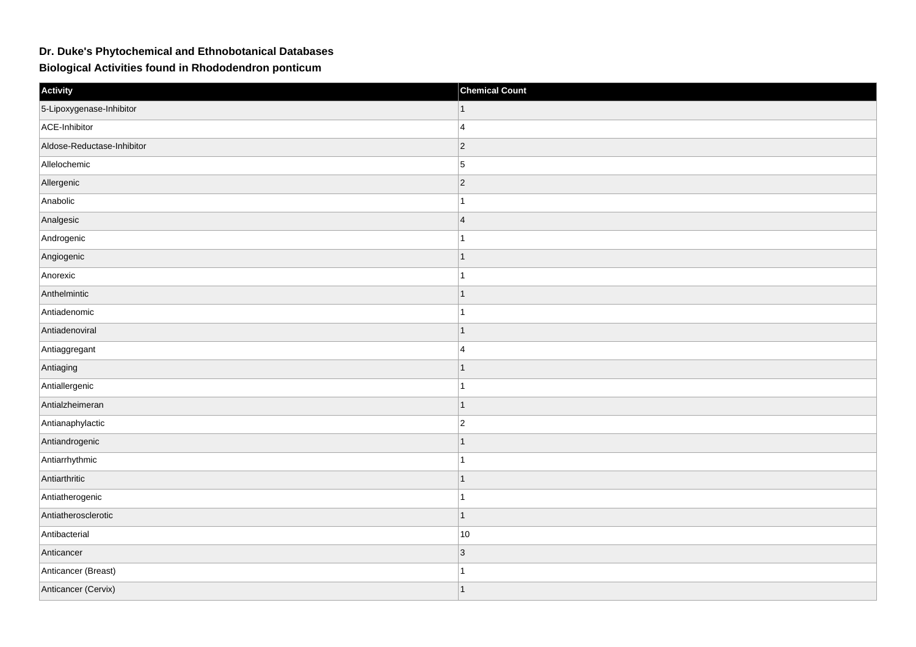## Dr. Duke's Phytochemical and Ethnobotanical Databases

## Biological Activities found in Rhododendron ponticum

| Activity | Chemical Count |
| --- | --- |
| 5-Lipoxygenase-Inhibitor | 1 |
| ACE-Inhibitor | 4 |
| Aldose-Reductase-Inhibitor | 2 |
| Allelochemic | 5 |
| Allergenic | 2 |
| Anabolic | 1 |
| Analgesic | 4 |
| Androgenic | 1 |
| Angiogenic | 1 |
| Anorexic | 1 |
| Anthelmintic | 1 |
| Antiadenomic | 1 |
| Antiadenoviral | 1 |
| Antiaggregant | 4 |
| Antiaging | 1 |
| Antiallergenic | 1 |
| Antialzheimeran | 1 |
| Antianaphylactic | 2 |
| Antiandrogenic | 1 |
| Antiarrhythmic | 1 |
| Antiarthritic | 1 |
| Antiatherogenic | 1 |
| Antiatherosclerotic | 1 |
| Antibacterial | 10 |
| Anticancer | 3 |
| Anticancer (Breast) | 1 |
| Anticancer (Cervix) | 1 |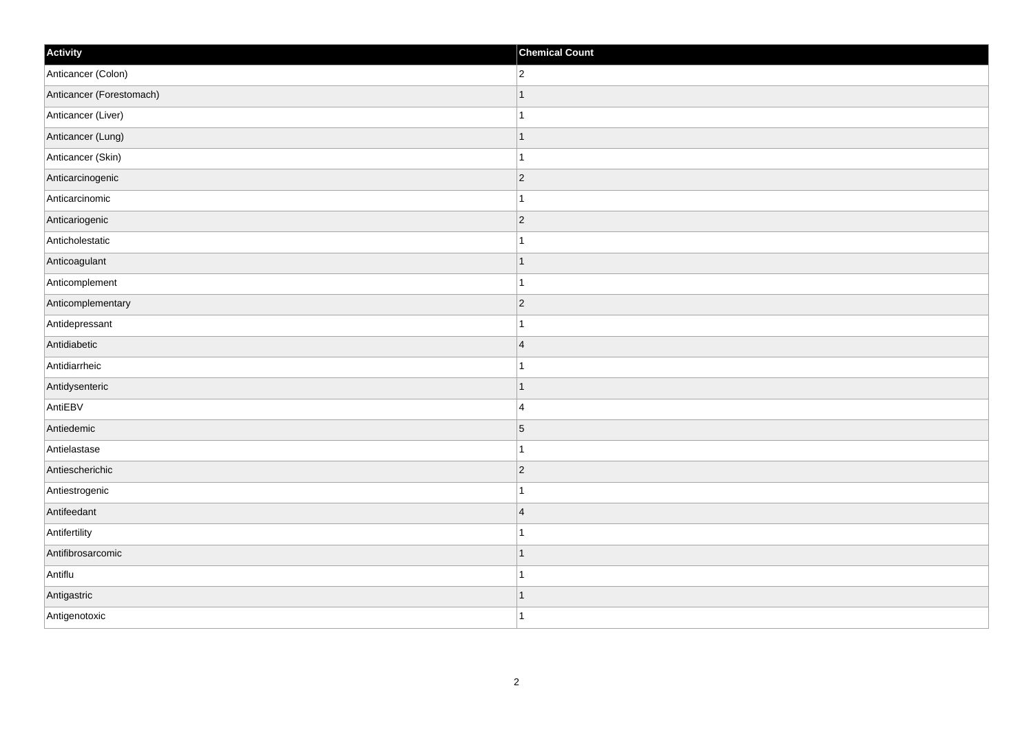| Activity | Chemical Count |
| --- | --- |
| Anticancer (Colon) | 2 |
| Anticancer (Forestomach) | 1 |
| Anticancer (Liver) | 1 |
| Anticancer (Lung) | 1 |
| Anticancer (Skin) | 1 |
| Anticarcinogenic | 2 |
| Anticarcinomic | 1 |
| Anticariogenic | 2 |
| Anticholestatic | 1 |
| Anticoagulant | 1 |
| Anticomplement | 1 |
| Anticomplementary | 2 |
| Antidepressant | 1 |
| Antidiabetic | 4 |
| Antidiarrheic | 1 |
| Antidysenteric | 1 |
| AntiEBV | 4 |
| Antiedemic | 5 |
| Antielastase | 1 |
| Antiescherichic | 2 |
| Antiestrogenic | 1 |
| Antifeedant | 4 |
| Antifertility | 1 |
| Antifibrosarcomic | 1 |
| Antiflu | 1 |
| Antigastric | 1 |
| Antigenotoxic | 1 |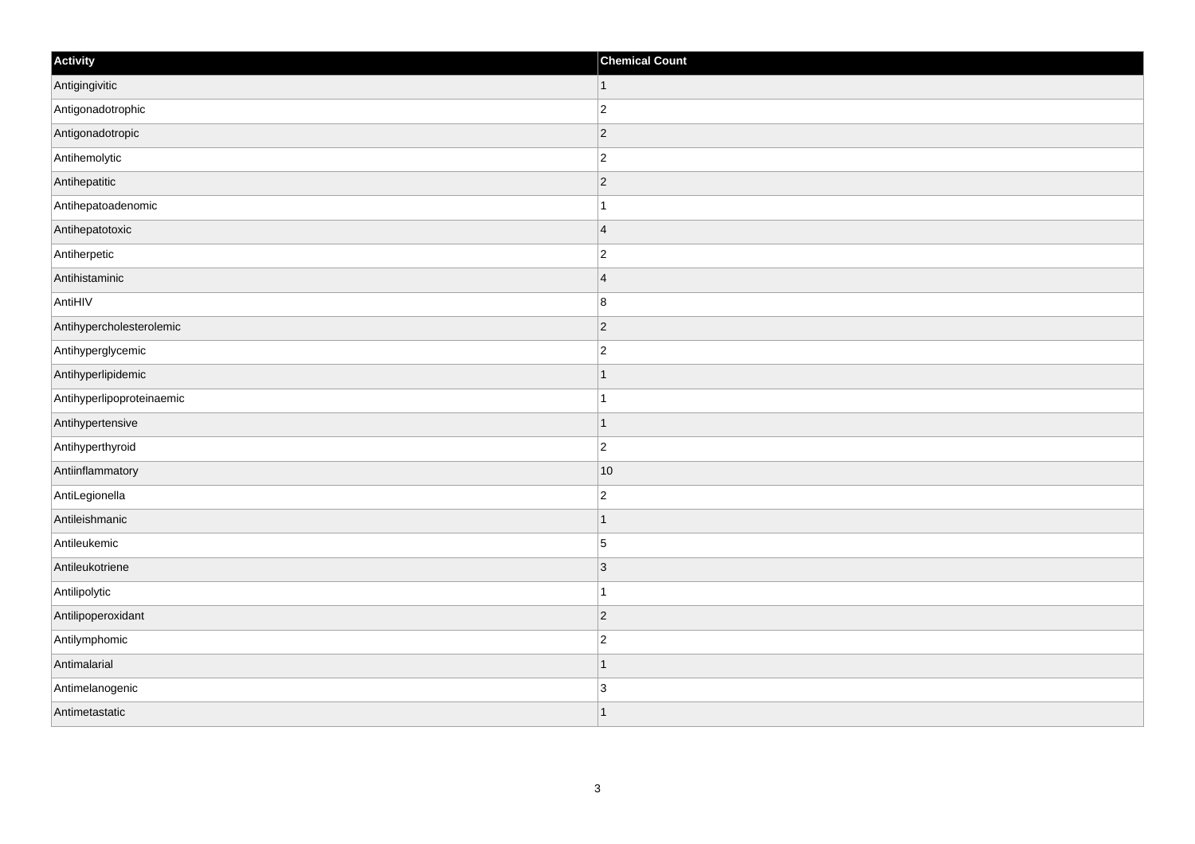| Activity | Chemical Count |
| --- | --- |
| Antigingivitic | 1 |
| Antigonadotrophic | 2 |
| Antigonadotropic | 2 |
| Antihemolytic | 2 |
| Antihepatitic | 2 |
| Antihepatoadenomic | 1 |
| Antihepatotoxic | 4 |
| Antiherpetic | 2 |
| Antihistaminic | 4 |
| AntiHIV | 8 |
| Antihypercholesterolemic | 2 |
| Antihyperglycemic | 2 |
| Antihyperlipidemic | 1 |
| Antihyperlipoproteinaemic | 1 |
| Antihypertensive | 1 |
| Antihyperthyroid | 2 |
| Antiinflammatory | 10 |
| AntiLegionella | 2 |
| Antileishmanic | 1 |
| Antileukemic | 5 |
| Antileukotriene | 3 |
| Antilipolytic | 1 |
| Antilipoperoxidant | 2 |
| Antilymphomic | 2 |
| Antimalarial | 1 |
| Antimelanogenic | 3 |
| Antimetastatic | 1 |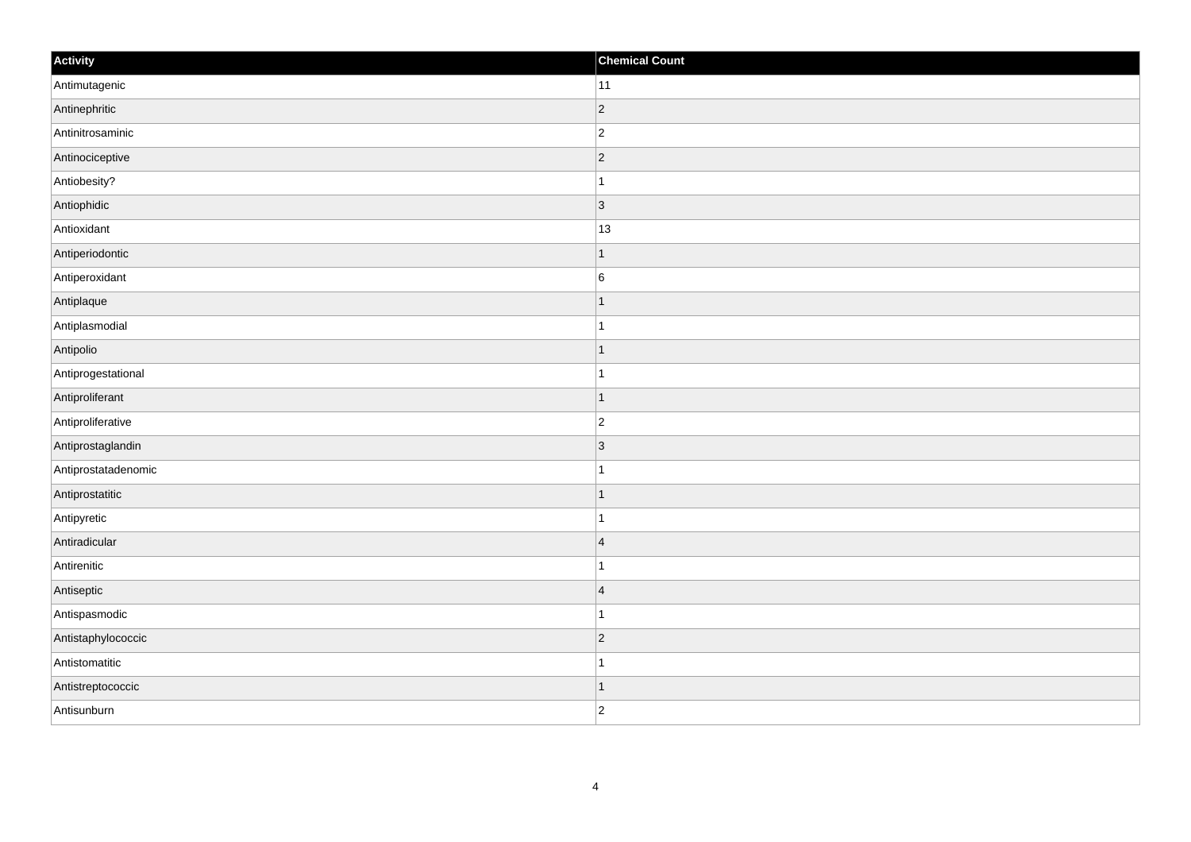| Activity | Chemical Count |
| --- | --- |
| Antimutagenic | 11 |
| Antinephritic | 2 |
| Antinitrosaminic | 2 |
| Antinociceptive | 2 |
| Antiobesity? | 1 |
| Antiophidic | 3 |
| Antioxidant | 13 |
| Antiperiodontic | 1 |
| Antiperoxidant | 6 |
| Antiplaque | 1 |
| Antiplasmodial | 1 |
| Antipolio | 1 |
| Antiprogestational | 1 |
| Antiproliferant | 1 |
| Antiproliferative | 2 |
| Antiprostaglandin | 3 |
| Antiprostatadenomic | 1 |
| Antiprostatitic | 1 |
| Antipyretic | 1 |
| Antiradicular | 4 |
| Antirenitic | 1 |
| Antiseptic | 4 |
| Antispasmodic | 1 |
| Antistaphylococcic | 2 |
| Antistomatitic | 1 |
| Antistreptococcic | 1 |
| Antisunburn | 2 |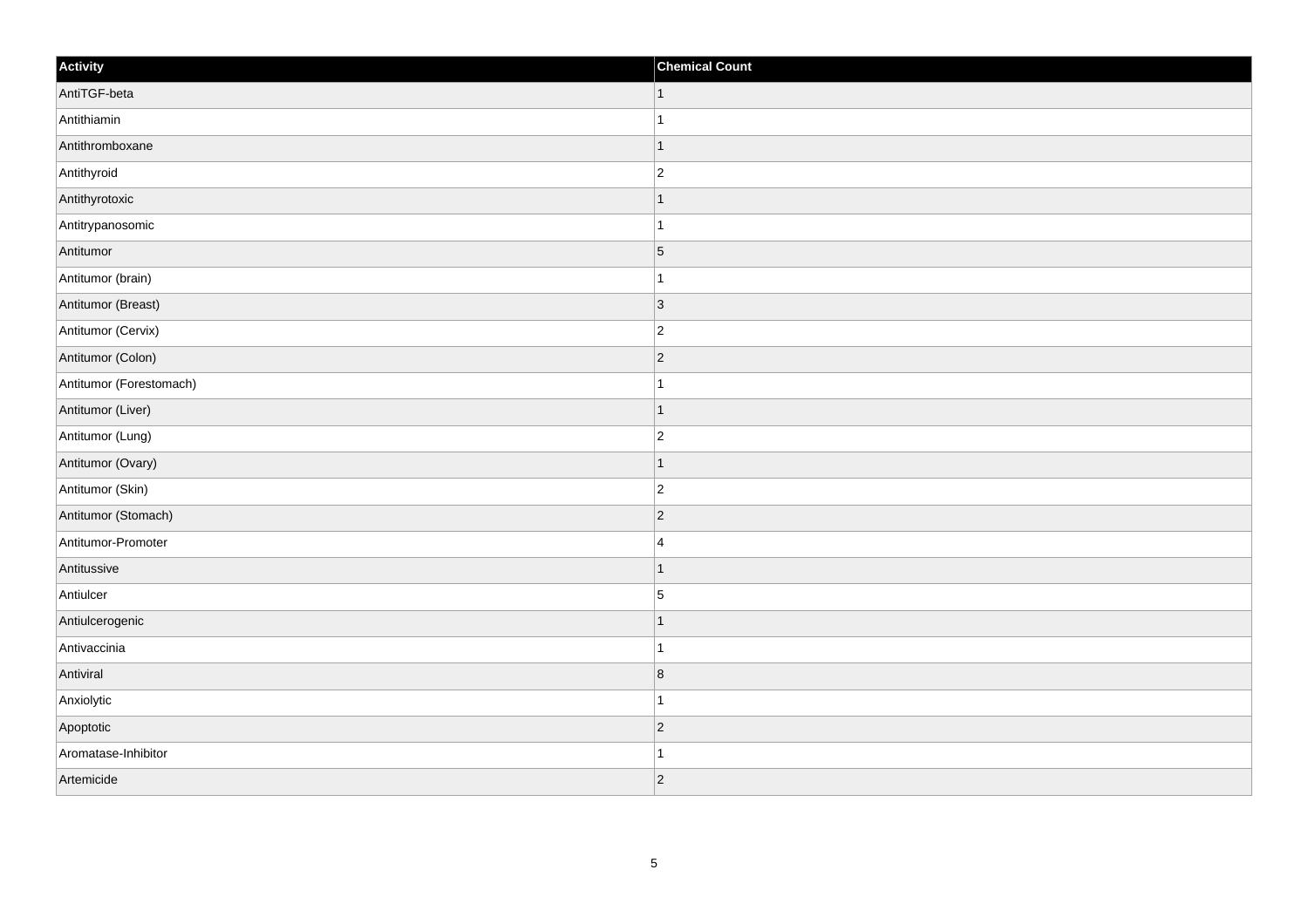| Activity | Chemical Count |
| --- | --- |
| AntiTGF-beta | 1 |
| Antithiamin | 1 |
| Antithromboxane | 1 |
| Antithyroid | 2 |
| Antithyrotoxic | 1 |
| Antitrypanosomic | 1 |
| Antitumor | 5 |
| Antitumor (brain) | 1 |
| Antitumor (Breast) | 3 |
| Antitumor (Cervix) | 2 |
| Antitumor (Colon) | 2 |
| Antitumor (Forestomach) | 1 |
| Antitumor (Liver) | 1 |
| Antitumor (Lung) | 2 |
| Antitumor (Ovary) | 1 |
| Antitumor (Skin) | 2 |
| Antitumor (Stomach) | 2 |
| Antitumor-Promoter | 4 |
| Antitussive | 1 |
| Antiulcer | 5 |
| Antiulcerogenic | 1 |
| Antivaccinia | 1 |
| Antiviral | 8 |
| Anxiolytic | 1 |
| Apoptotic | 2 |
| Aromatase-Inhibitor | 1 |
| Artemicide | 2 |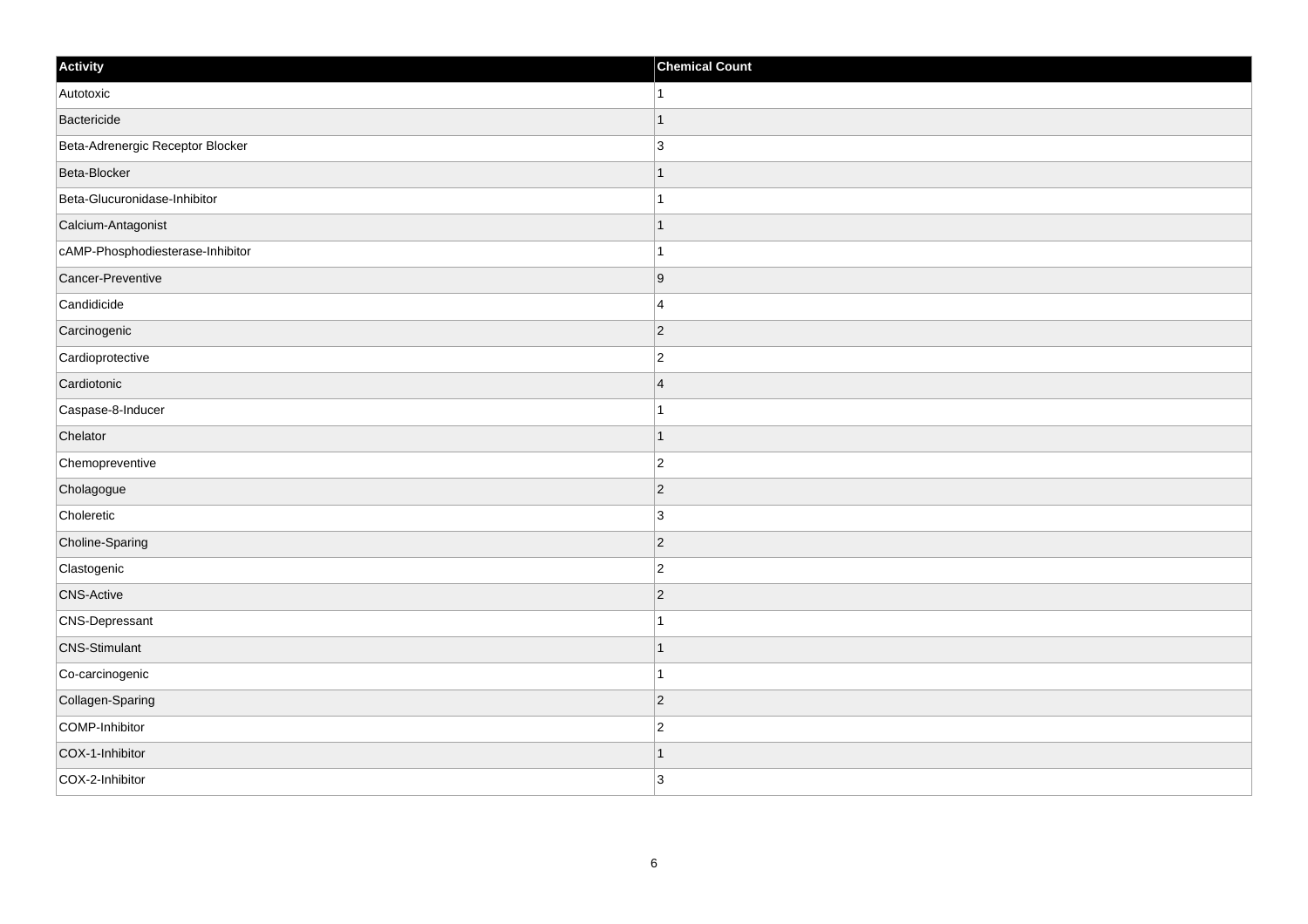| Activity | Chemical Count |
| --- | --- |
| Autotoxic | 1 |
| Bactericide | 1 |
| Beta-Adrenergic Receptor Blocker | 3 |
| Beta-Blocker | 1 |
| Beta-Glucuronidase-Inhibitor | 1 |
| Calcium-Antagonist | 1 |
| cAMP-Phosphodiesterase-Inhibitor | 1 |
| Cancer-Preventive | 9 |
| Candidicide | 4 |
| Carcinogenic | 2 |
| Cardioprotective | 2 |
| Cardiotonic | 4 |
| Caspase-8-Inducer | 1 |
| Chelator | 1 |
| Chemopreventive | 2 |
| Cholagogue | 2 |
| Choleretic | 3 |
| Choline-Sparing | 2 |
| Clastogenic | 2 |
| CNS-Active | 2 |
| CNS-Depressant | 1 |
| CNS-Stimulant | 1 |
| Co-carcinogenic | 1 |
| Collagen-Sparing | 2 |
| COMP-Inhibitor | 2 |
| COX-1-Inhibitor | 1 |
| COX-2-Inhibitor | 3 |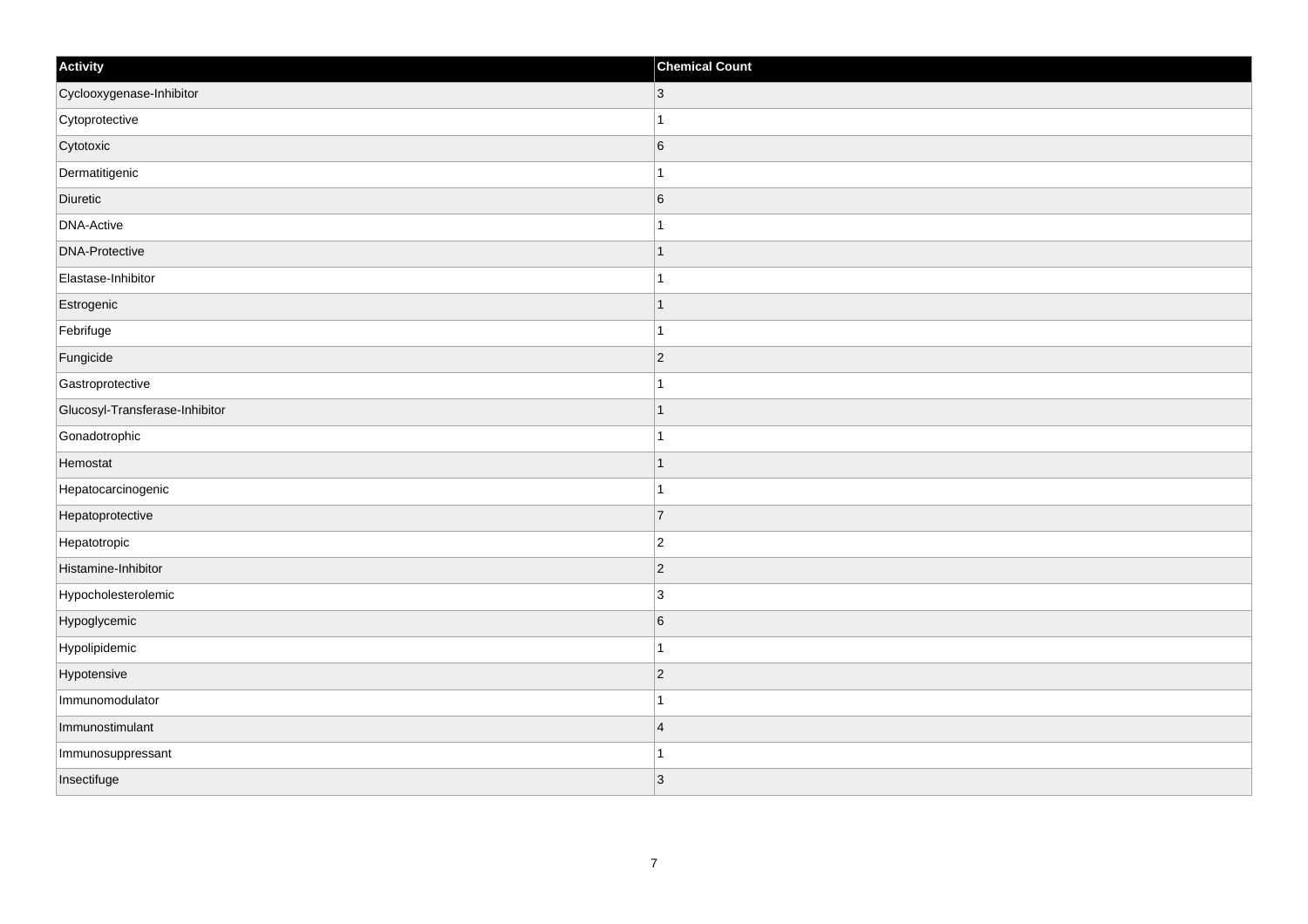| Activity | Chemical Count |
| --- | --- |
| Cyclooxygenase-Inhibitor | 3 |
| Cytoprotective | 1 |
| Cytotoxic | 6 |
| Dermatitigenic | 1 |
| Diuretic | 6 |
| DNA-Active | 1 |
| DNA-Protective | 1 |
| Elastase-Inhibitor | 1 |
| Estrogenic | 1 |
| Febrifuge | 1 |
| Fungicide | 2 |
| Gastroprotective | 1 |
| Glucosyl-Transferase-Inhibitor | 1 |
| Gonadotrophic | 1 |
| Hemostat | 1 |
| Hepatocarcinogenic | 1 |
| Hepatoprotective | 7 |
| Hepatotropic | 2 |
| Histamine-Inhibitor | 2 |
| Hypocholesterolemic | 3 |
| Hypoglycemic | 6 |
| Hypolipidemic | 1 |
| Hypotensive | 2 |
| Immunomodulator | 1 |
| Immunostimulant | 4 |
| Immunosuppressant | 1 |
| Insectifuge | 3 |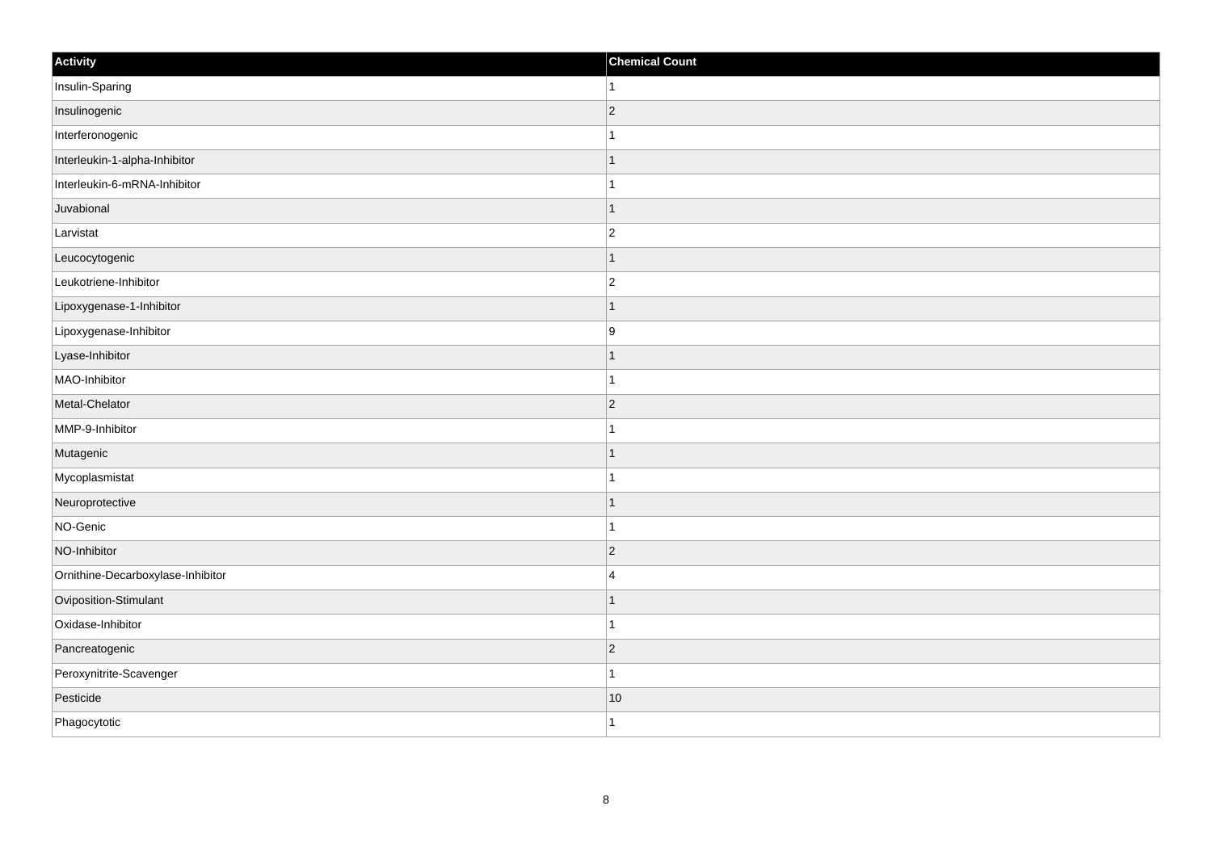| Activity | Chemical Count |
| --- | --- |
| Insulin-Sparing | 1 |
| Insulinogenic | 2 |
| Interferonogenic | 1 |
| Interleukin-1-alpha-Inhibitor | 1 |
| Interleukin-6-mRNA-Inhibitor | 1 |
| Juvabional | 1 |
| Larvistat | 2 |
| Leucocytogenic | 1 |
| Leukotriene-Inhibitor | 2 |
| Lipoxygenase-1-Inhibitor | 1 |
| Lipoxygenase-Inhibitor | 9 |
| Lyase-Inhibitor | 1 |
| MAO-Inhibitor | 1 |
| Metal-Chelator | 2 |
| MMP-9-Inhibitor | 1 |
| Mutagenic | 1 |
| Mycoplasmistat | 1 |
| Neuroprotective | 1 |
| NO-Genic | 1 |
| NO-Inhibitor | 2 |
| Ornithine-Decarboxylase-Inhibitor | 4 |
| Oviposition-Stimulant | 1 |
| Oxidase-Inhibitor | 1 |
| Pancreatogenic | 2 |
| Peroxynitrite-Scavenger | 1 |
| Pesticide | 10 |
| Phagocytotic | 1 |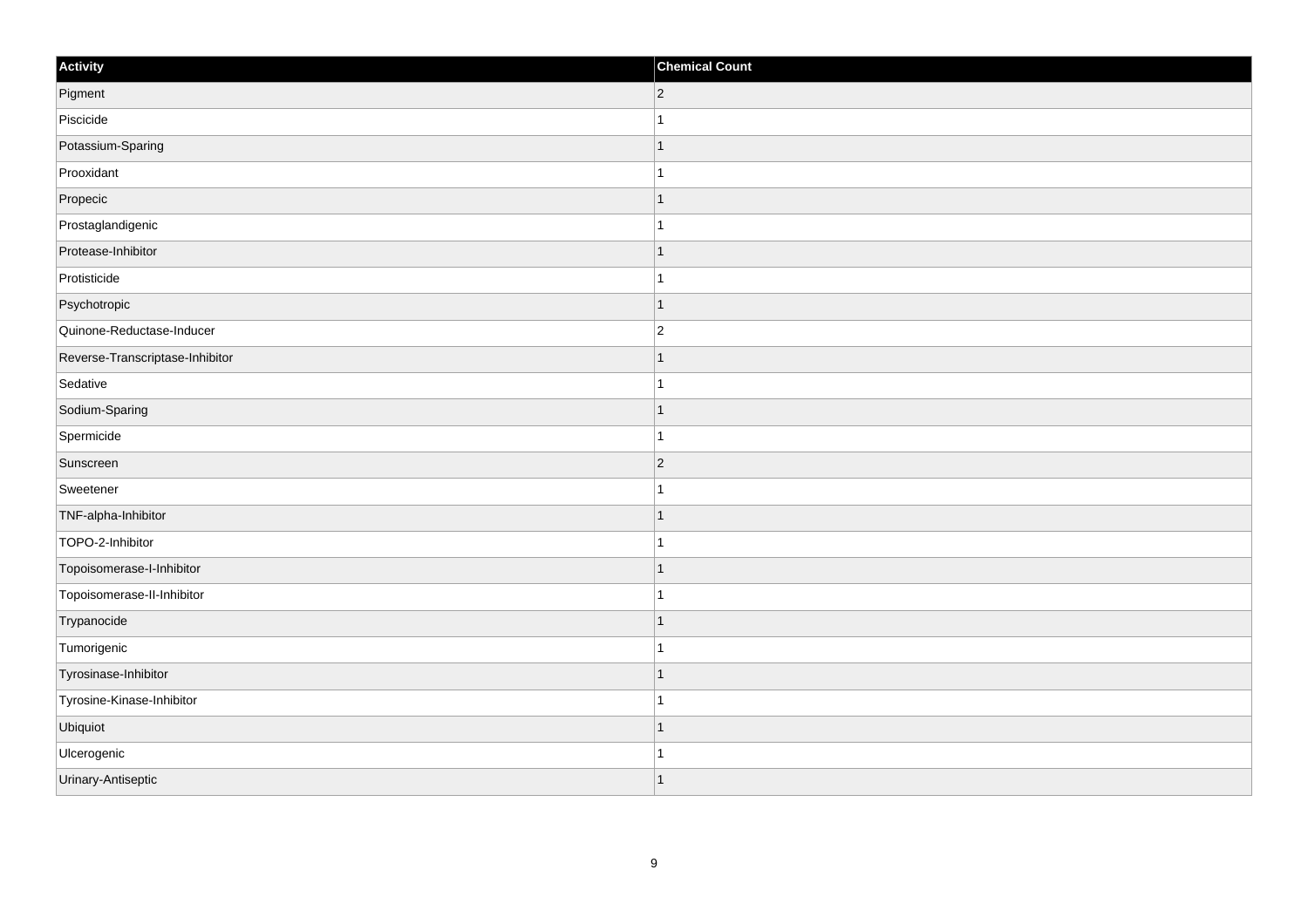| Activity | Chemical Count |
| --- | --- |
| Pigment | 2 |
| Piscicide | 1 |
| Potassium-Sparing | 1 |
| Prooxidant | 1 |
| Propecic | 1 |
| Prostaglandigenic | 1 |
| Protease-Inhibitor | 1 |
| Protisticide | 1 |
| Psychotropic | 1 |
| Quinone-Reductase-Inducer | 2 |
| Reverse-Transcriptase-Inhibitor | 1 |
| Sedative | 1 |
| Sodium-Sparing | 1 |
| Spermicide | 1 |
| Sunscreen | 2 |
| Sweetener | 1 |
| TNF-alpha-Inhibitor | 1 |
| TOPO-2-Inhibitor | 1 |
| Topoisomerase-I-Inhibitor | 1 |
| Topoisomerase-II-Inhibitor | 1 |
| Trypanocide | 1 |
| Tumorigenic | 1 |
| Tyrosinase-Inhibitor | 1 |
| Tyrosine-Kinase-Inhibitor | 1 |
| Ubiquiot | 1 |
| Ulcerogenic | 1 |
| Urinary-Antiseptic | 1 |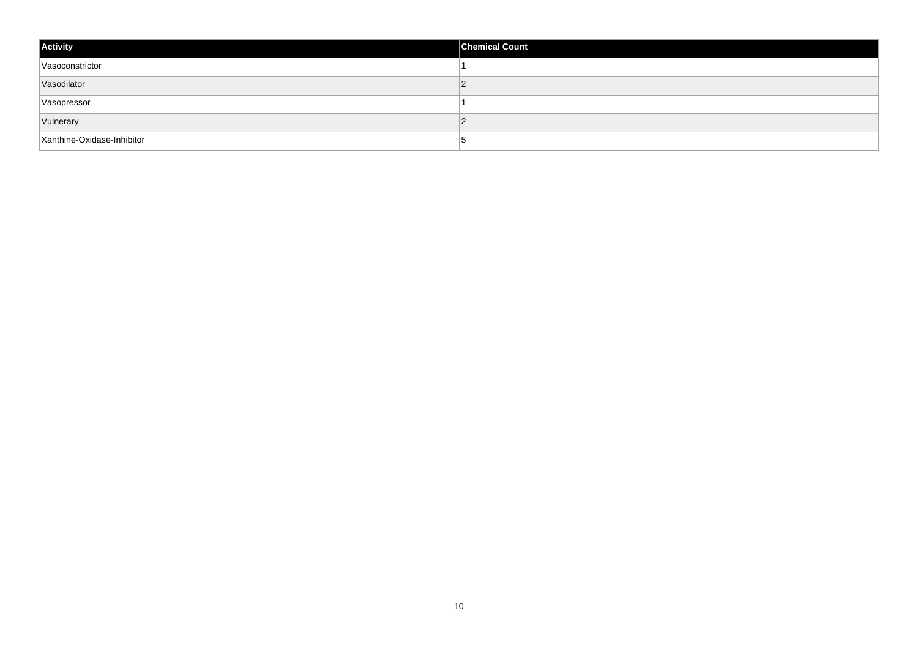| Activity | Chemical Count |
|---|---|
| Vasoconstrictor | 1 |
| Vasodilator | 2 |
| Vasopressor | 1 |
| Vulnerary | 2 |
| Xanthine-Oxidase-Inhibitor | 5 |